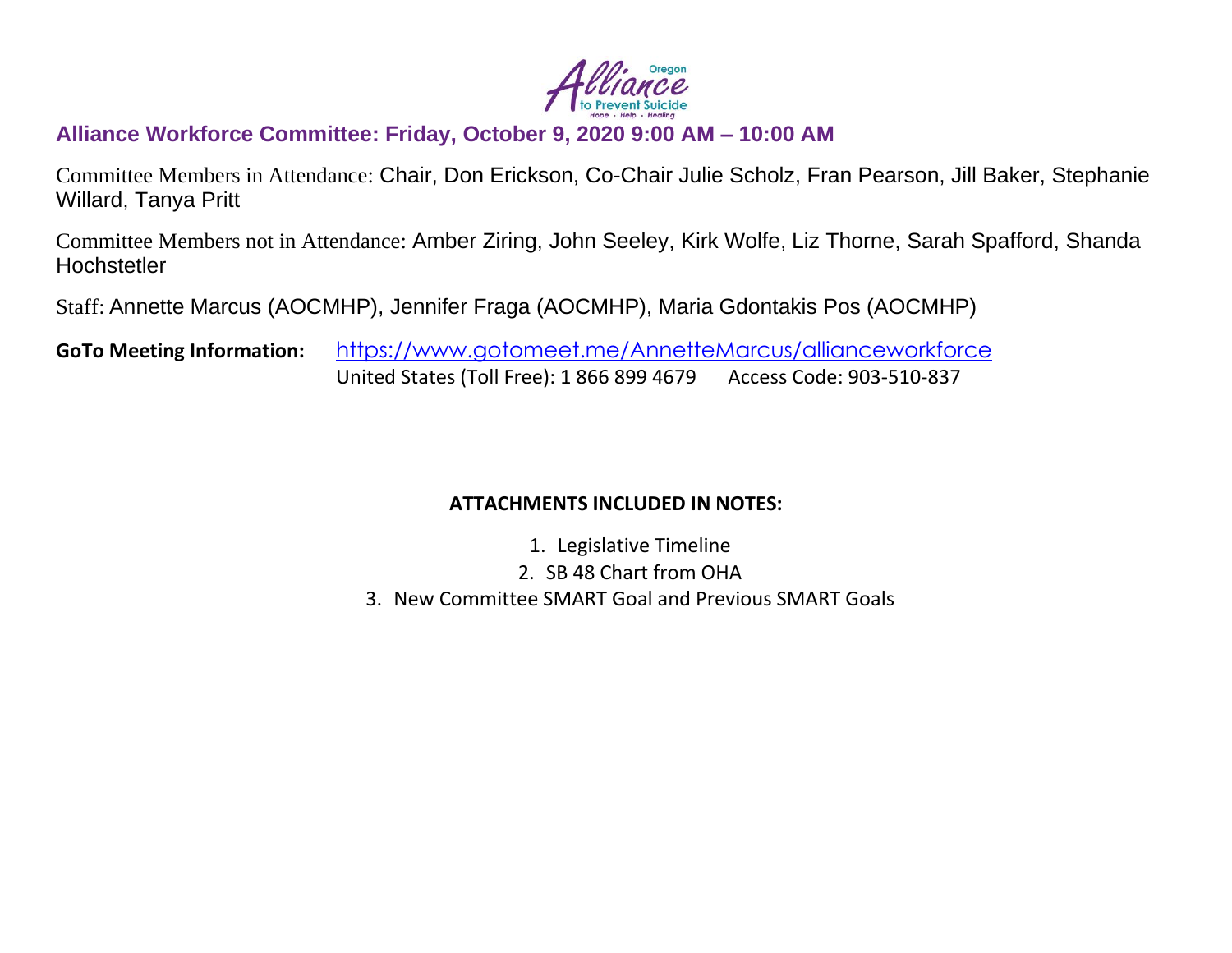## Alliance Workforce Committee: Friday, October 9, 2020 9:00 AM – 10:00 AM

Committee Members in Attendance: Chair, Don Erickson, Co-Chair Julie Scholz, Fran Pearson, Jill Baker, Stephanie Willard, Tanya Pritt

Committee Members not in Attendance: Amber Ziring, John Seeley, Kirk Wolfe, Liz Thorne, Sarah Spafford, Shanda Hochstetler

Staff: Annette Marcus (AOCMHP), Jennifer Fraga (AOCMHP), Maria Gdontakis Pos (AOCMHP)

**GoTo Meeting Information:** https://www.gotomeet.me/AnnetteMarcus/allianceworkforce
United States (Toll Free): 1 866 899 4679 Access Code: 903-510-837

**ATTACHMENTS INCLUDED IN NOTES:**

1. Legislative Timeline
2. SB 48 Chart from OHA
3. New Committee SMART Goal and Previous SMART Goals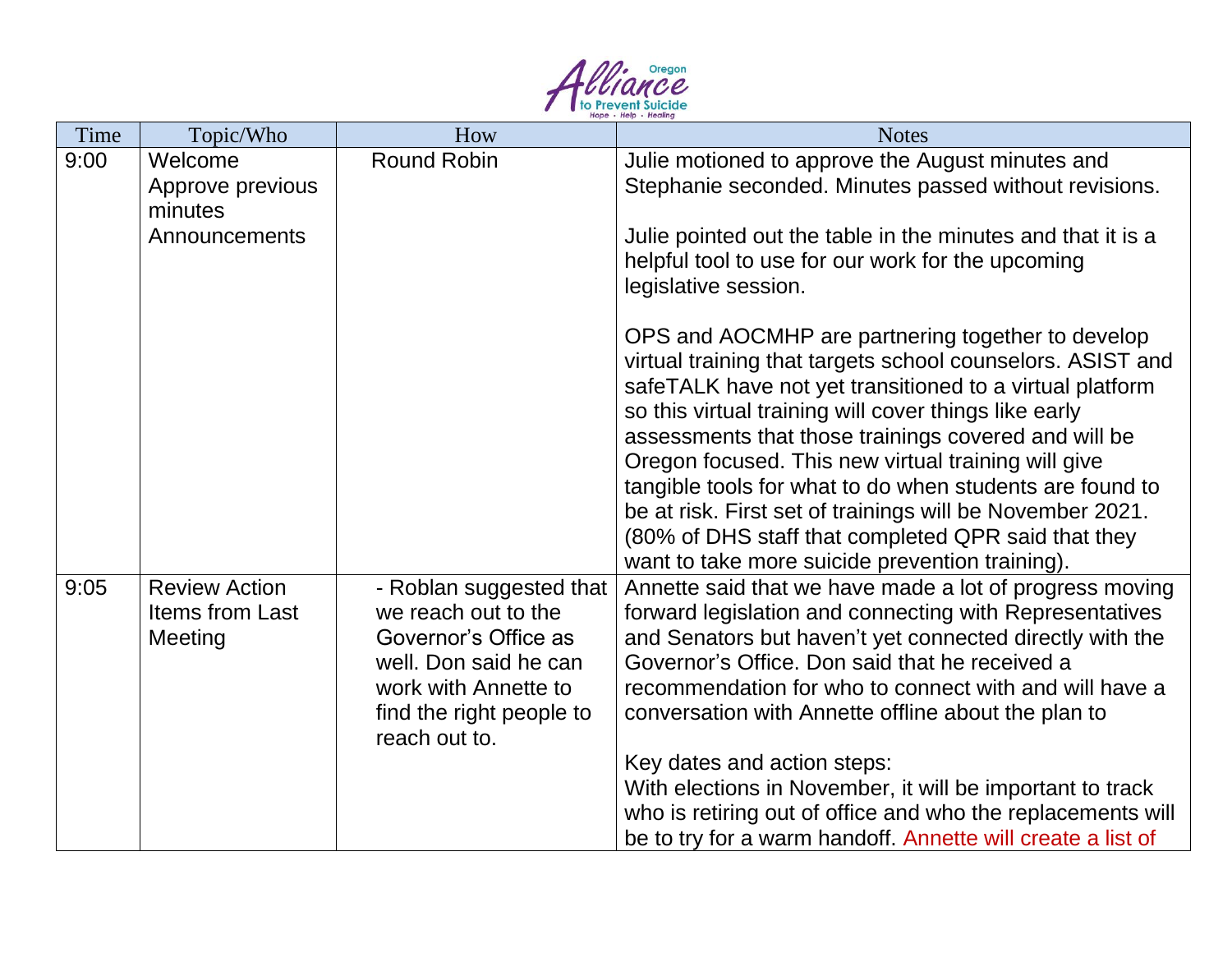| Time | Topic/Who | How | Notes |
|---|---|---|---|
| 9:00 | Welcome<br>Approve previous minutes<br>Announcements | Round Robin | Julie motioned to approve the August minutes and Stephanie seconded. Minutes passed without revisions.<br><br>Julie pointed out the table in the minutes and that it is a helpful tool to use for our work for the upcoming legislative session.<br><br>OPS and AOCMHP are partnering together to develop virtual training that targets school counselors. ASIST and safeTALK have not yet transitioned to a virtual platform so this virtual training will cover things like early assessments that those trainings covered and will be Oregon focused. This new virtual training will give tangible tools for what to do when students are found to be at risk. First set of trainings will be November 2021. (80% of DHS staff that completed QPR said that they want to take more suicide prevention training). |
| 9:05 | Review Action Items from Last Meeting | - Roblan suggested that we reach out to the Governor's Office as well. Don said he can work with Annette to find the right people to reach out to. | Annette said that we have made a lot of progress moving forward legislation and connecting with Representatives and Senators but haven't yet connected directly with the Governor's Office. Don said that he received a recommendation for who to connect with and will have a conversation with Annette offline about the plan to<br><br>Key dates and action steps:<br>With elections in November, it will be important to track who is retiring out of office and who the replacements will be to try for a warm handoff. Annette will create a list of |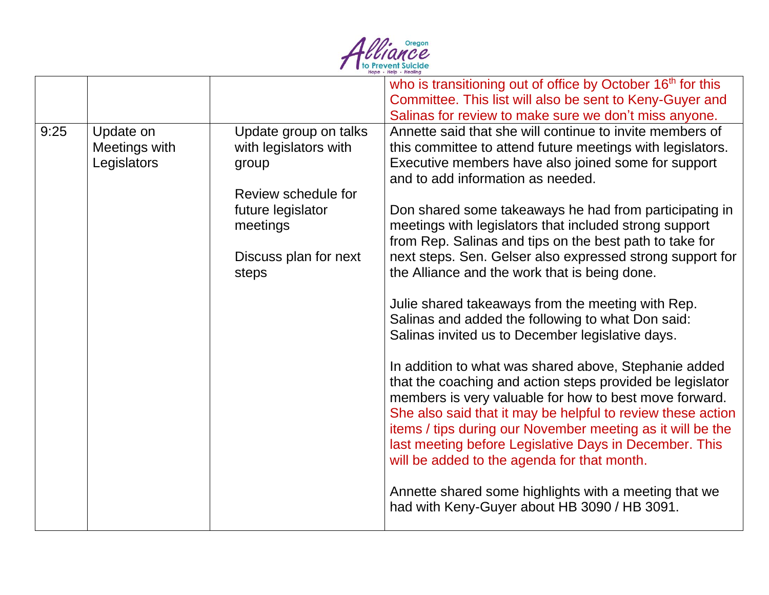| | | | |
|---|---|---|---|
| | | | who is transitioning out of office by October 16th for this Committee. This list will also be sent to Keny-Guyer and Salinas for review to make sure we don't miss anyone. |
| 9:25 | Update on Meetings with Legislators | Update group on talks with legislators with group<br><br>Review schedule for future legislator meetings<br><br>Discuss plan for next steps | Annette said that she will continue to invite members of this committee to attend future meetings with legislators. Executive members have also joined some for support and to add information as needed.<br><br>Don shared some takeaways he had from participating in meetings with legislators that included strong support from Rep. Salinas and tips on the best path to take for next steps. Sen. Gelser also expressed strong support for the Alliance and the work that is being done.<br><br>Julie shared takeaways from the meeting with Rep. Salinas and added the following to what Don said: Salinas invited us to December legislative days.<br><br>In addition to what was shared above, Stephanie added that the coaching and action steps provided be legislator members is very valuable for how to best move forward. She also said that it may be helpful to review these action items / tips during our November meeting as it will be the last meeting before Legislative Days in December. This will be added to the agenda for that month.<br><br>Annette shared some highlights with a meeting that we had with Keny-Guyer about HB 3090 / HB 3091. |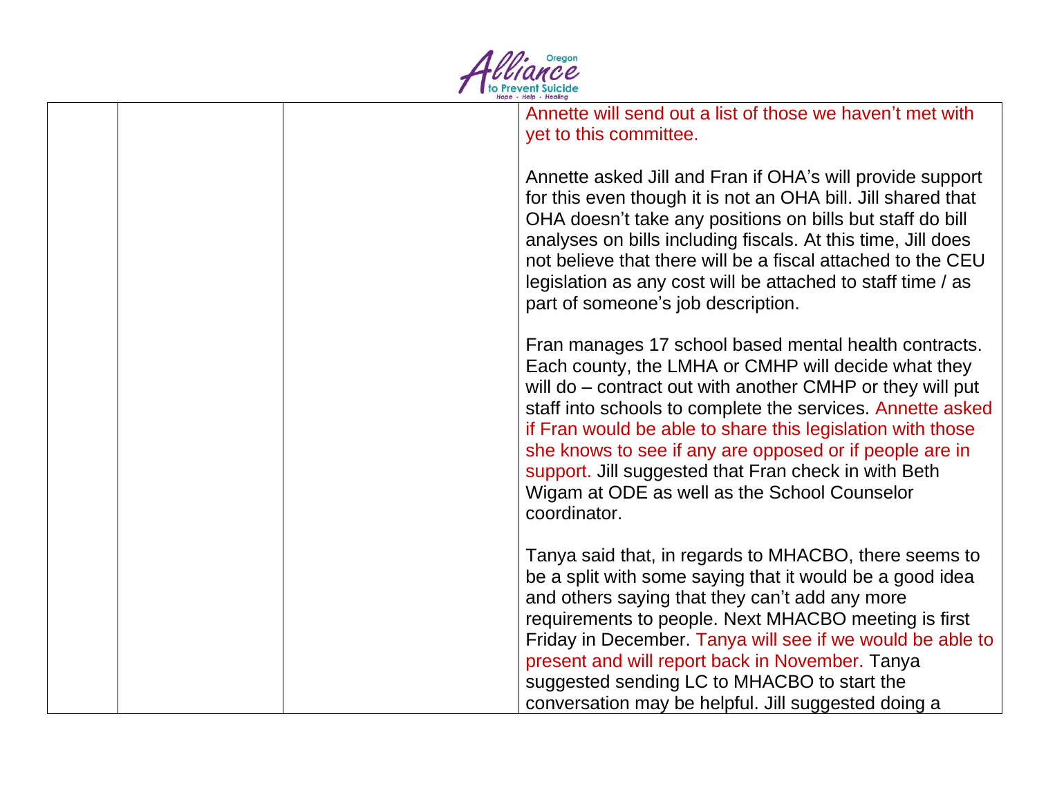| | | | Annette will send out a list of those we haven't met with yet to this committee.<br><br>Annette asked Jill and Fran if OHA's will provide support for this even though it is not an OHA bill. Jill shared that OHA doesn't take any positions on bills but staff do bill analyses on bills including fiscals. At this time, Jill does not believe that there will be a fiscal attached to the CEU legislation as any cost will be attached to staff time / as part of someone's job description.<br><br>Fran manages 17 school based mental health contracts. Each county, the LMHA or CMHP will decide what they will do – contract out with another CMHP or they will put staff into schools to complete the services. Annette asked if Fran would be able to share this legislation with those she knows to see if any are opposed or if people are in support. Jill suggested that Fran check in with Beth Wigam at ODE as well as the School Counselor coordinator.<br><br>Tanya said that, in regards to MHACBO, there seems to be a split with some saying that it would be a good idea and others saying that they can't add any more requirements to people. Next MHACBO meeting is first Friday in December. Tanya will see if we would be able to present and will report back in November. Tanya suggested sending LC to MHACBO to start the conversation may be helpful. Jill suggested doing a |
|---|---|---|---|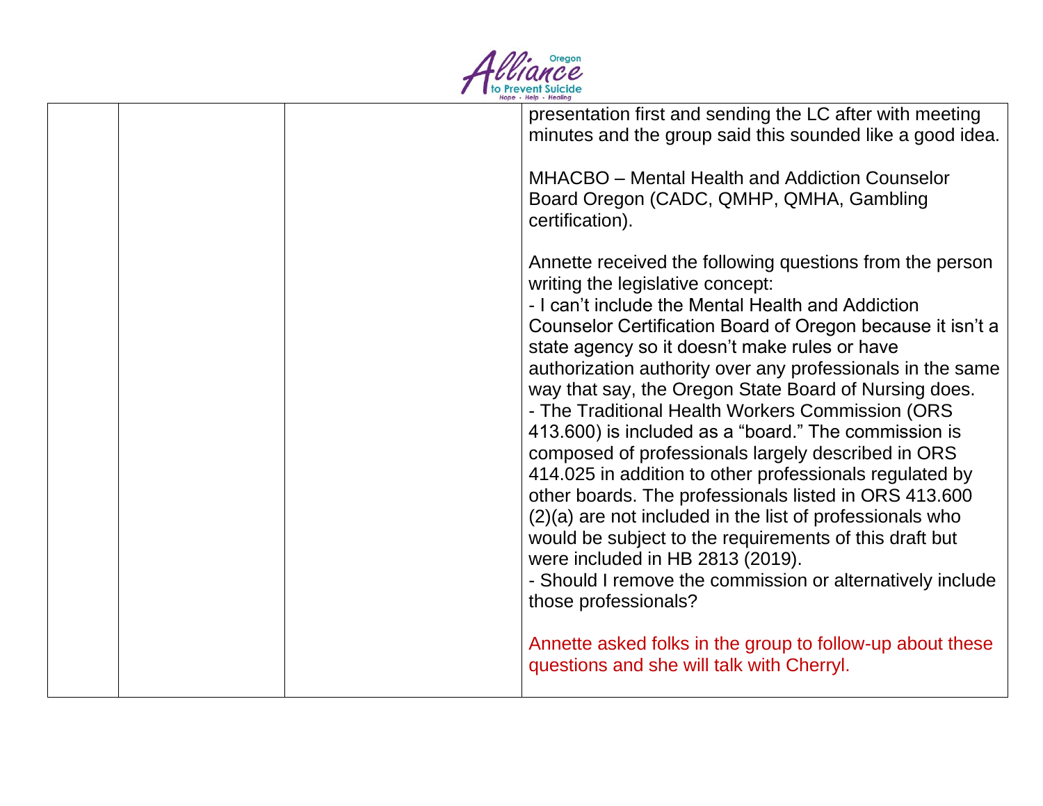| | | | presentation first and sending the LC after with meeting minutes and the group said this sounded like a good idea.<br><br>MHACBO – Mental Health and Addiction Counselor Board Oregon (CADC, QMHP, QMHA, Gambling certification).<br><br>Annette received the following questions from the person writing the legislative concept:<br>- I can't include the Mental Health and Addiction Counselor Certification Board of Oregon because it isn't a state agency so it doesn't make rules or have authorization authority over any professionals in the same way that say, the Oregon State Board of Nursing does.<br>- The Traditional Health Workers Commission (ORS 413.600) is included as a "board." The commission is composed of professionals largely described in ORS 414.025 in addition to other professionals regulated by other boards. The professionals listed in ORS 413.600 (2)(a) are not included in the list of professionals who would be subject to the requirements of this draft but were included in HB 2813 (2019).<br>- Should I remove the commission or alternatively include those professionals?<br><br>Annette asked folks in the group to follow-up about these questions and she will talk with Cherryl. |
|---|---|---|---|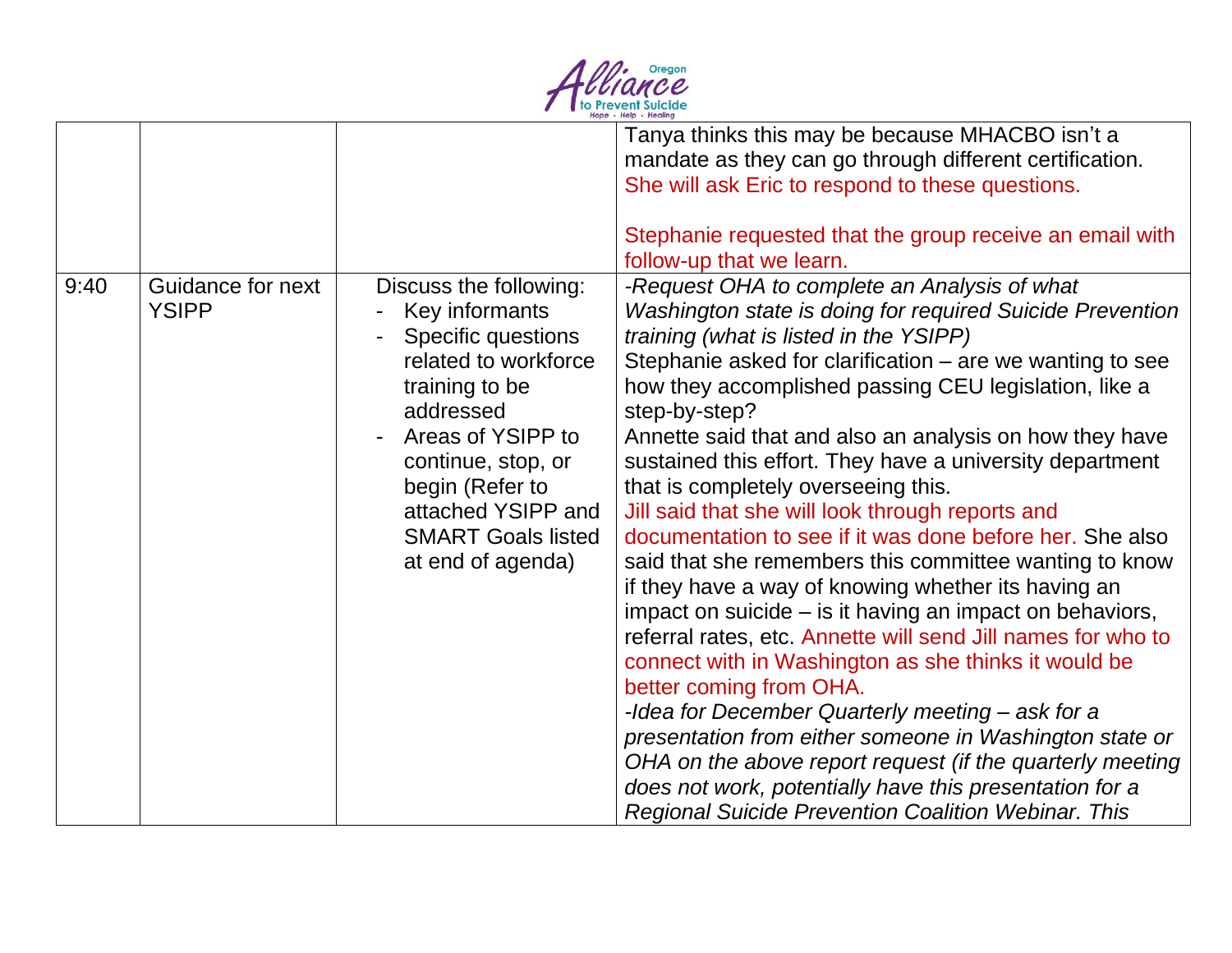| | | | |
|---|---|---|---|
| | | | Tanya thinks this may be because MHACBO isn't a mandate as they can go through different certification. She will ask Eric to respond to these questions.<br><br>Stephanie requested that the group receive an email with follow-up that we learn. |
| 9:40 | Guidance for next YSIPP | Discuss the following:<br>- Key informants<br>- Specific questions related to workforce training to be addressed<br>- Areas of YSIPP to continue, stop, or begin (Refer to attached YSIPP and SMART Goals listed at end of agenda) | *-Request OHA to complete an Analysis of what Washington state is doing for required Suicide Prevention training (what is listed in the YSIPP)*<br>Stephanie asked for clarification – are we wanting to see how they accomplished passing CEU legislation, like a step-by-step?<br>Annette said that and also an analysis on how they have sustained this effort. They have a university department that is completely overseeing this.<br>Jill said that she will look through reports and documentation to see if it was done before her. She also said that she remembers this committee wanting to know if they have a way of knowing whether its having an impact on suicide – is it having an impact on behaviors, referral rates, etc. Annette will send Jill names for who to connect with in Washington as she thinks it would be better coming from OHA.<br>*-Idea for December Quarterly meeting – ask for a presentation from either someone in Washington state or OHA on the above report request (if the quarterly meeting does not work, potentially have this presentation for a Regional Suicide Prevention Coalition Webinar. This* |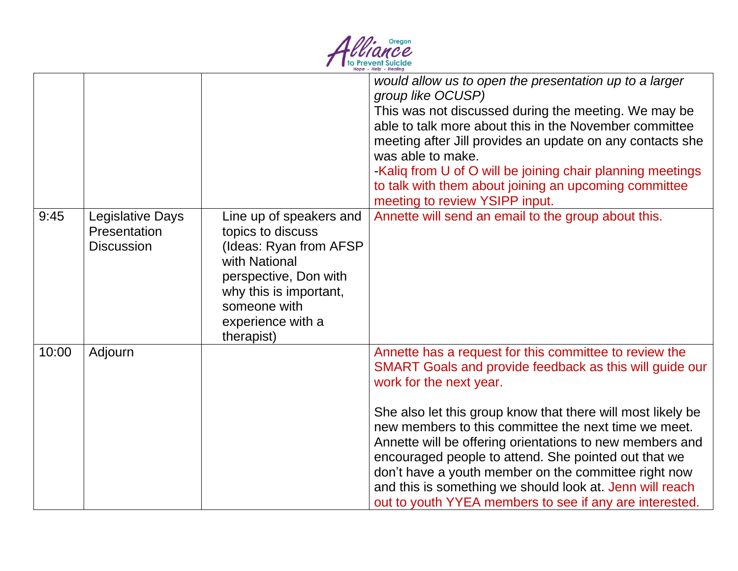|  |  |  | *would allow us to open the presentation up to a larger group like OCUSP)*<br>This was not discussed during the meeting. We may be able to talk more about this in the November committee meeting after Jill provides an update on any contacts she was able to make.<br>-Kaliq from U of O will be joining chair planning meetings to talk with them about joining an upcoming committee meeting to review YSIPP input. |
|---|---|---|---|
| 9:45 | Legislative Days Presentation Discussion | Line up of speakers and topics to discuss (Ideas: Ryan from AFSP with National perspective, Don with why this is important, someone with experience with a therapist) | Annette will send an email to the group about this. |
| 10:00 | Adjourn |  | Annette has a request for this committee to review the SMART Goals and provide feedback as this will guide our work for the next year.<br><br>She also let this group know that there will most likely be new members to this committee the next time we meet. Annette will be offering orientations to new members and encouraged people to attend. She pointed out that we don't have a youth member on the committee right now and this is something we should look at. Jenn will reach out to youth YYEA members to see if any are interested. |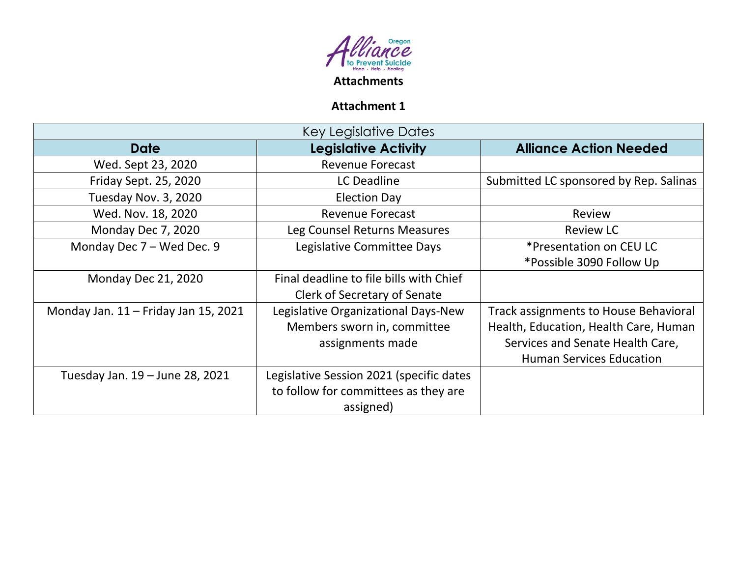# Attachments

## Attachment 1

| Key Legislative Dates | | |
|---|---|---|
| **Date** | **Legislative Activity** | **Alliance Action Needed** |
| Wed. Sept 23, 2020 | Revenue Forecast | |
| Friday Sept. 25, 2020 | LC Deadline | Submitted LC sponsored by Rep. Salinas |
| Tuesday Nov. 3, 2020 | Election Day | |
| Wed. Nov. 18, 2020 | Revenue Forecast | Review |
| Monday Dec 7, 2020 | Leg Counsel Returns Measures | Review LC |
| Monday Dec 7 – Wed Dec. 9 | Legislative Committee Days | *Presentation on CEU LC<br>*Possible 3090 Follow Up |
| Monday Dec 21, 2020 | Final deadline to file bills with Chief Clerk of Secretary of Senate | |
| Monday Jan. 11 – Friday Jan 15, 2021 | Legislative Organizational Days-New Members sworn in, committee assignments made | Track assignments to House Behavioral Health, Education, Health Care, Human Services and Senate Health Care, Human Services Education |
| Tuesday Jan. 19 – June 28, 2021 | Legislative Session 2021 (specific dates to follow for committees as they are assigned) | |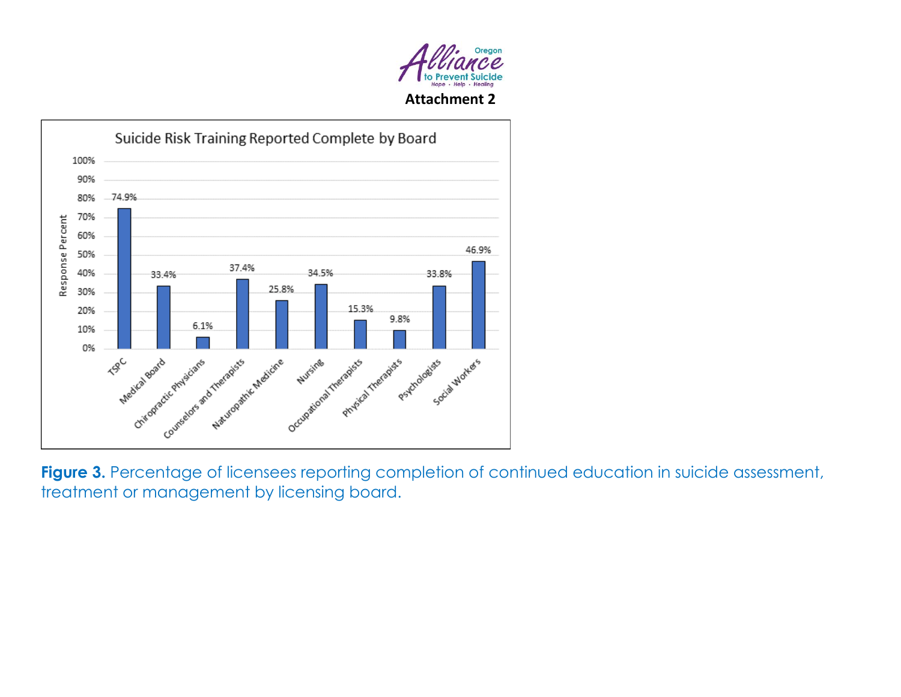Attachment 2

**Suicide Risk Training Reported Complete by Board**

| Board | Response Percent |
| --- | --- |
| TSPC | 74.9% |
| Medical Board | 33.4% |
| Chiropractic Physicians | 6.1% |
| Counselors and Therapists | 37.4% |
| Naturopathic Medicine | 25.8% |
| Nursing | 34.5% |
| Occupational Therapists | 15.3% |
| Physical Therapists | 9.8% |
| Psychologists | 33.8% |
| Social Workers | 46.9% |

**Figure 3.** Percentage of licensees reporting completion of continued education in suicide assessment, treatment or management by licensing board.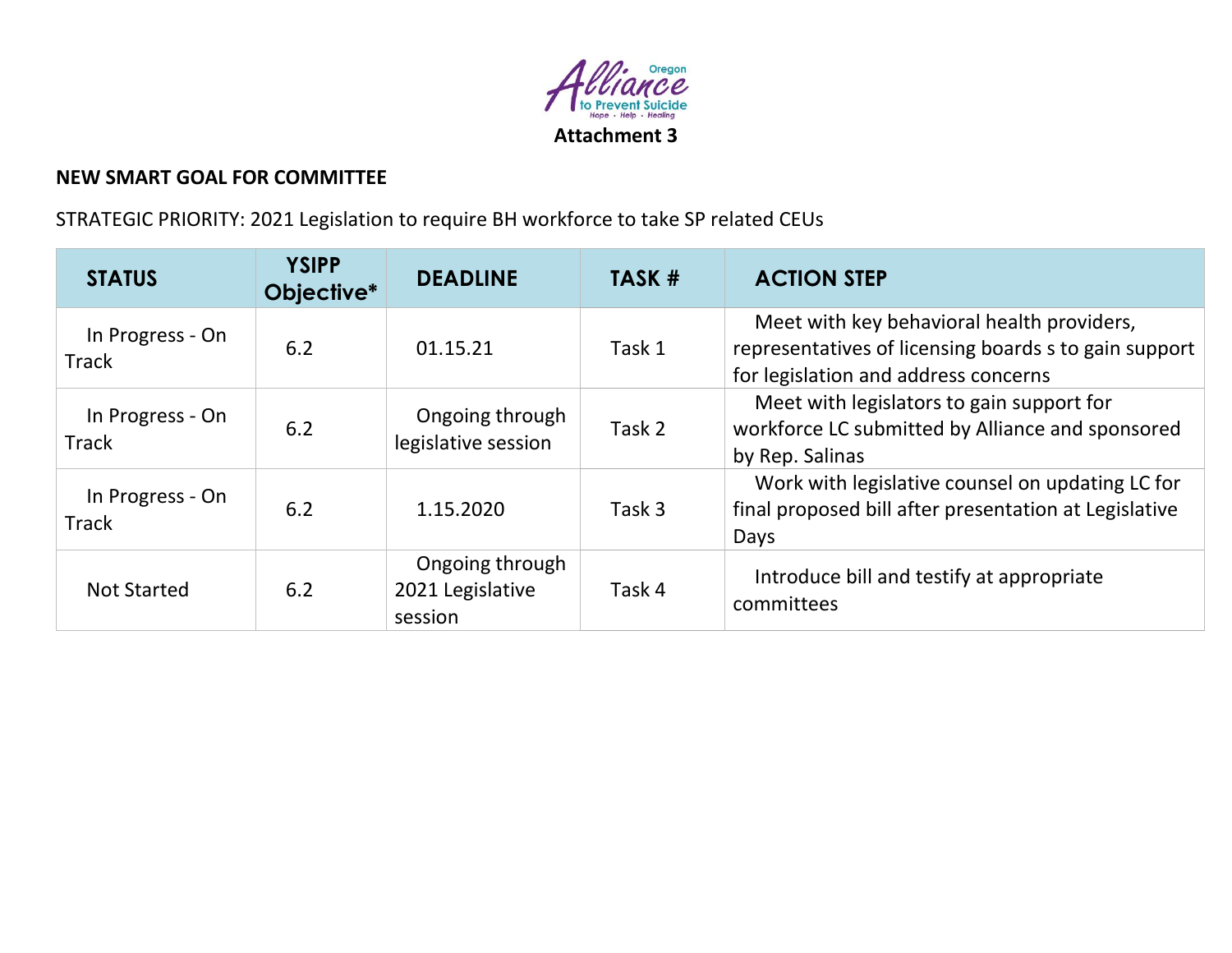Oregon Alliance to Prevent Suicide
Hope · Help · Healing

**Attachment 3**

**NEW SMART GOAL FOR COMMITTEE**

STRATEGIC PRIORITY: 2021 Legislation to require BH workforce to take SP related CEUs

| STATUS | YSIPP Objective* | DEADLINE | TASK # | ACTION STEP |
|---|---|---|---|---|
| In Progress - On Track | 6.2 | 01.15.21 | Task 1 | Meet with key behavioral health providers, representatives of licensing boards s to gain support for legislation and address concerns |
| In Progress - On Track | 6.2 | Ongoing through legislative session | Task 2 | Meet with legislators to gain support for workforce LC submitted by Alliance and sponsored by Rep. Salinas |
| In Progress - On Track | 6.2 | 1.15.2020 | Task 3 | Work with legislative counsel on updating LC for final proposed bill after presentation at Legislative Days |
| Not Started | 6.2 | Ongoing through 2021 Legislative session | Task 4 | Introduce bill and testify at appropriate committees |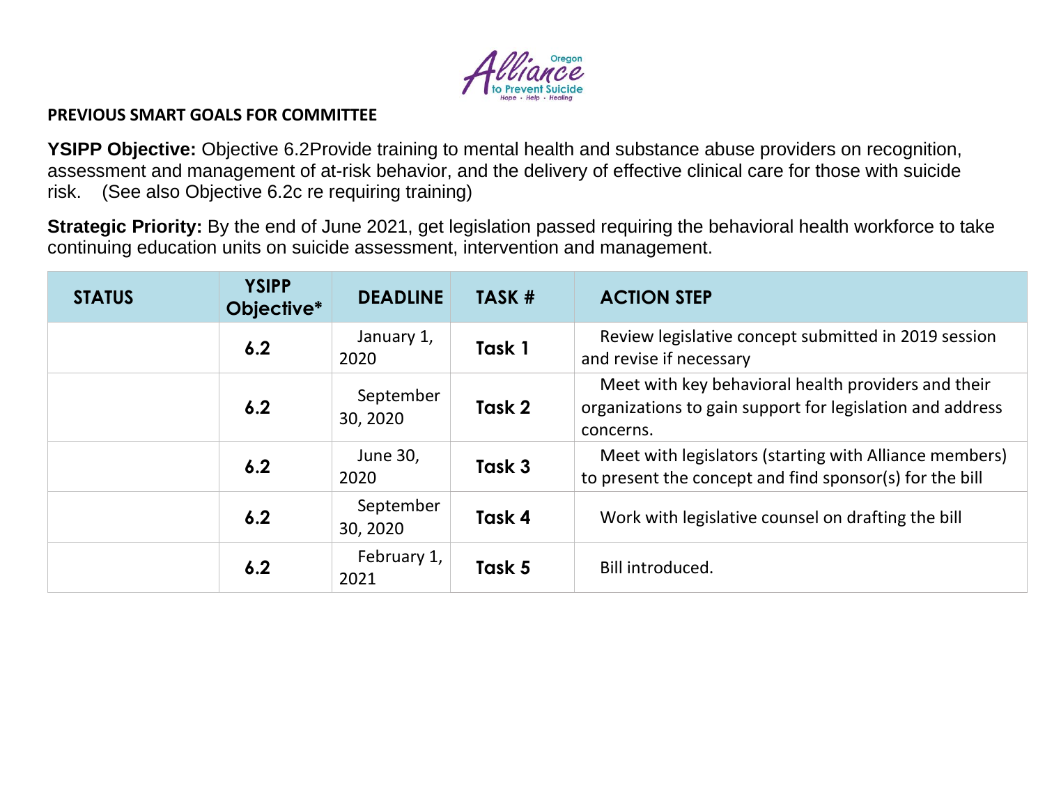## PREVIOUS SMART GOALS FOR COMMITTEE

**YSIPP Objective:** Objective 6.2Provide training to mental health and substance abuse providers on recognition, assessment and management of at-risk behavior, and the delivery of effective clinical care for those with suicide risk.    (See also Objective 6.2c re requiring training)

**Strategic Priority:** By the end of June 2021, get legislation passed requiring the behavioral health workforce to take continuing education units on suicide assessment, intervention and management.

| STATUS | YSIPP Objective* | DEADLINE | TASK # | ACTION STEP |
|---|---|---|---|---|
| | **6.2** | January 1, 2020 | **Task 1** | Review legislative concept submitted in 2019 session and revise if necessary |
| | **6.2** | September 30, 2020 | **Task 2** | Meet with key behavioral health providers and their organizations to gain support for legislation and address concerns. |
| | **6.2** | June 30, 2020 | **Task 3** | Meet with legislators (starting with Alliance members) to present the concept and find sponsor(s) for the bill |
| | **6.2** | September 30, 2020 | **Task 4** | Work with legislative counsel on drafting the bill |
| | **6.2** | February 1, 2021 | **Task 5** | Bill introduced. |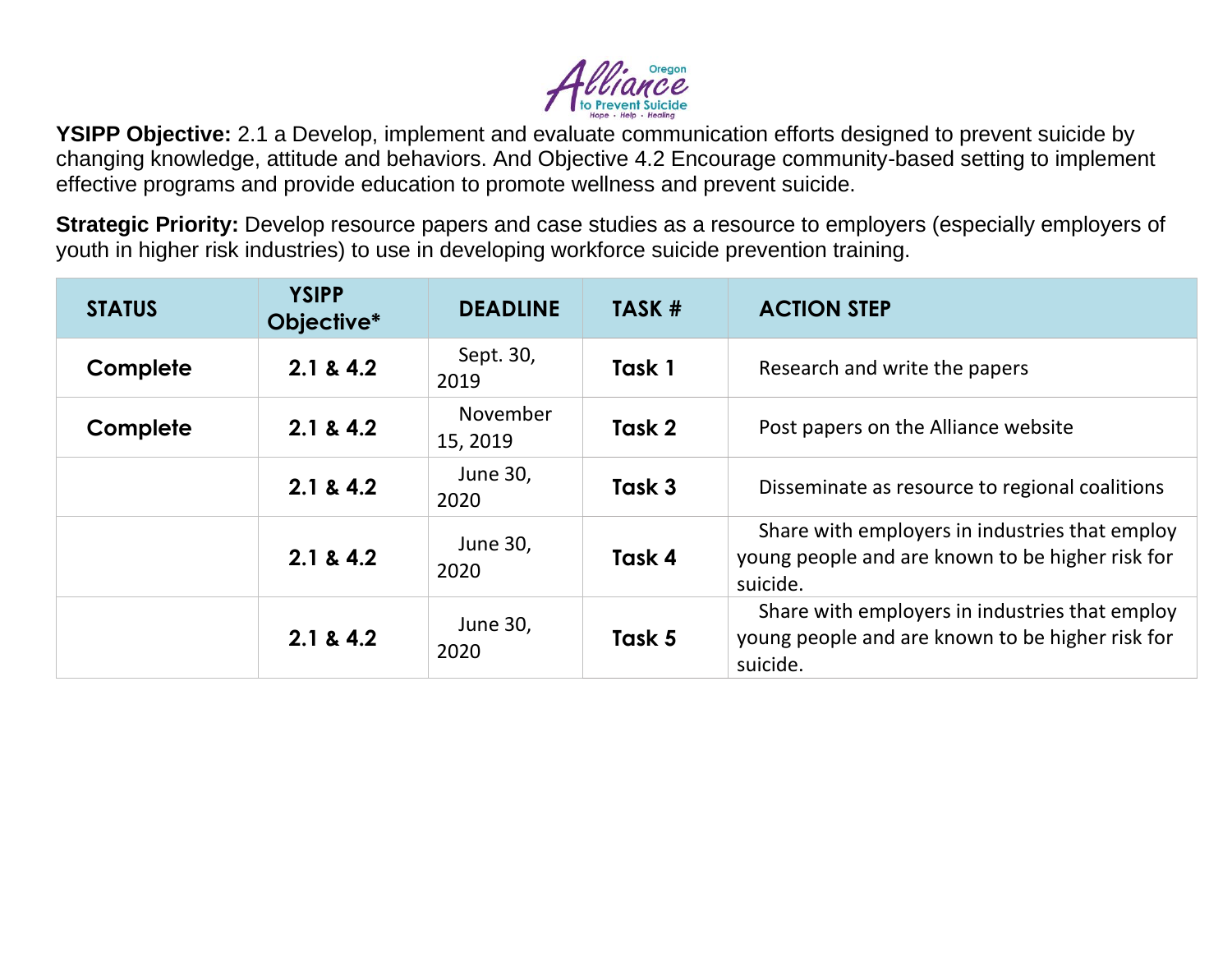**YSIPP Objective:** 2.1 a Develop, implement and evaluate communication efforts designed to prevent suicide by changing knowledge, attitude and behaviors. And Objective 4.2 Encourage community-based setting to implement effective programs and provide education to promote wellness and prevent suicide.

**Strategic Priority:** Develop resource papers and case studies as a resource to employers (especially employers of youth in higher risk industries) to use in developing workforce suicide prevention training.

| STATUS | YSIPP Objective* | DEADLINE | TASK # | ACTION STEP |
|---|---|---|---|---|
| **Complete** | **2.1 & 4.2** | Sept. 30, 2019 | **Task 1** | Research and write the papers |
| **Complete** | **2.1 & 4.2** | November 15, 2019 | **Task 2** | Post papers on the Alliance website |
| | **2.1 & 4.2** | June 30, 2020 | **Task 3** | Disseminate as resource to regional coalitions |
| | **2.1 & 4.2** | June 30, 2020 | **Task 4** | Share with employers in industries that employ young people and are known to be higher risk for suicide. |
| | **2.1 & 4.2** | June 30, 2020 | **Task 5** | Share with employers in industries that employ young people and are known to be higher risk for suicide. |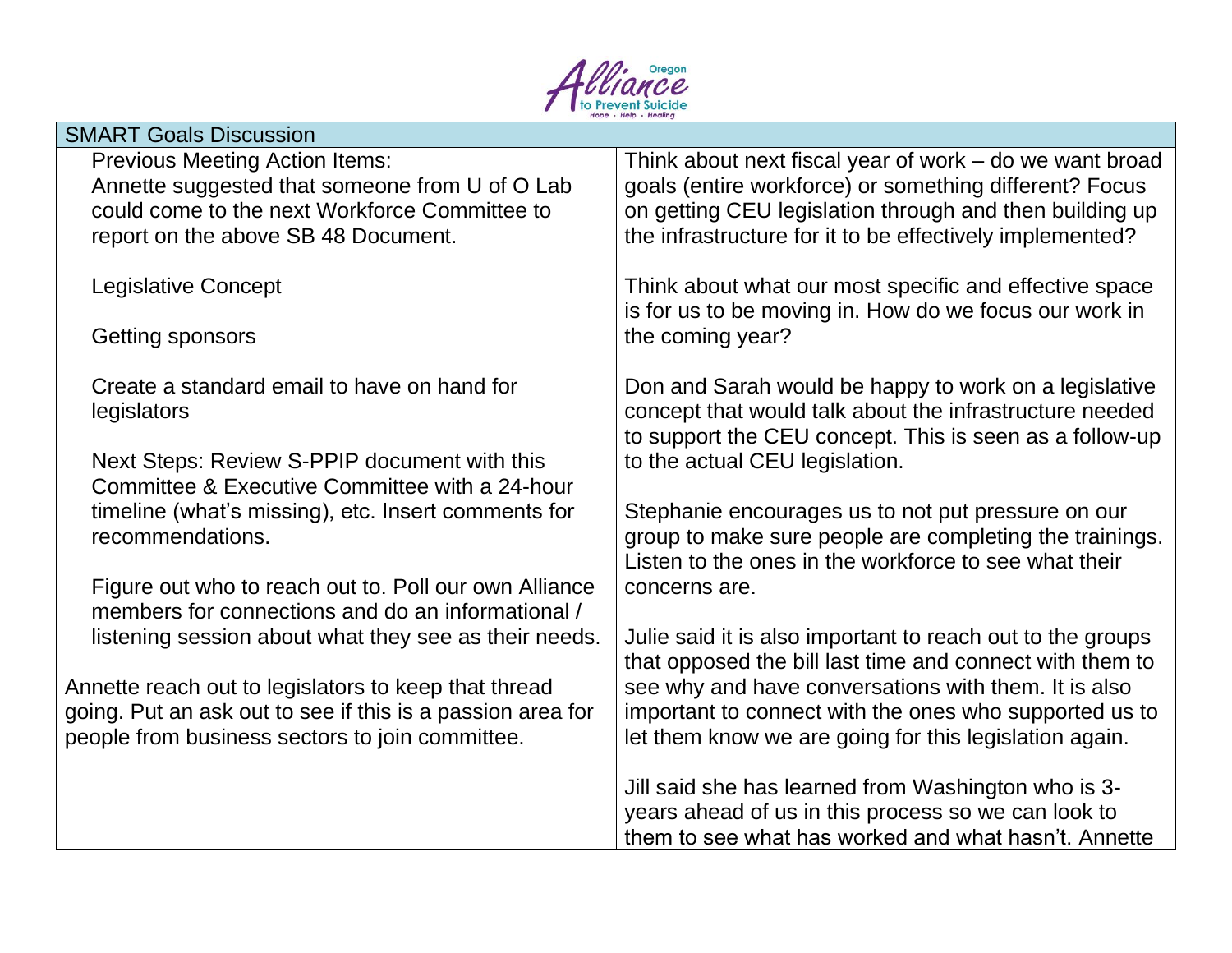| SMART Goals Discussion | |
|---|---|
| Previous Meeting Action Items:<br>Annette suggested that someone from U of O Lab could come to the next Workforce Committee to report on the above SB 48 Document.<br><br>Legislative Concept<br><br>Getting sponsors<br><br>Create a standard email to have on hand for legislators<br><br>Next Steps: Review S-PPIP document with this Committee & Executive Committee with a 24-hour timeline (what's missing), etc. Insert comments for recommendations.<br><br>Figure out who to reach out to. Poll our own Alliance members for connections and do an informational / listening session about what they see as their needs.<br><br>Annette reach out to legislators to keep that thread going. Put an ask out to see if this is a passion area for people from business sectors to join committee. | Think about next fiscal year of work – do we want broad goals (entire workforce) or something different? Focus on getting CEU legislation through and then building up the infrastructure for it to be effectively implemented?<br><br>Think about what our most specific and effective space is for us to be moving in. How do we focus our work in the coming year?<br><br>Don and Sarah would be happy to work on a legislative concept that would talk about the infrastructure needed to support the CEU concept. This is seen as a follow-up to the actual CEU legislation.<br><br>Stephanie encourages us to not put pressure on our group to make sure people are completing the trainings. Listen to the ones in the workforce to see what their concerns are.<br><br>Julie said it is also important to reach out to the groups that opposed the bill last time and connect with them to see why and have conversations with them. It is also important to connect with the ones who supported us to let them know we are going for this legislation again.<br><br>Jill said she has learned from Washington who is 3-years ahead of us in this process so we can look to them to see what has worked and what hasn't. Annette |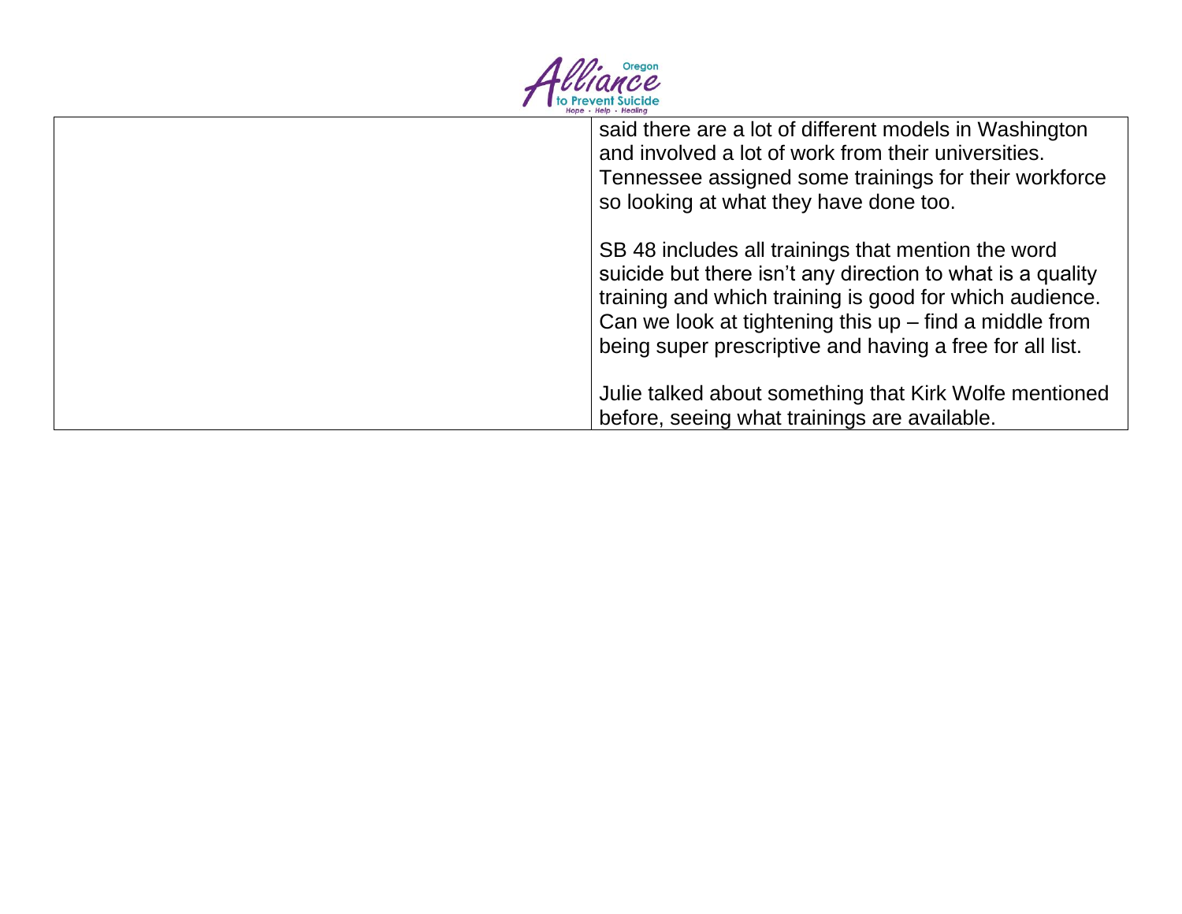| | |
|---|---|
| | said there are a lot of different models in Washington and involved a lot of work from their universities. Tennessee assigned some trainings for their workforce so looking at what they have done too.<br><br>SB 48 includes all trainings that mention the word suicide but there isn't any direction to what is a quality training and which training is good for which audience. Can we look at tightening this up – find a middle from being super prescriptive and having a free for all list.<br><br>Julie talked about something that Kirk Wolfe mentioned before, seeing what trainings are available. |